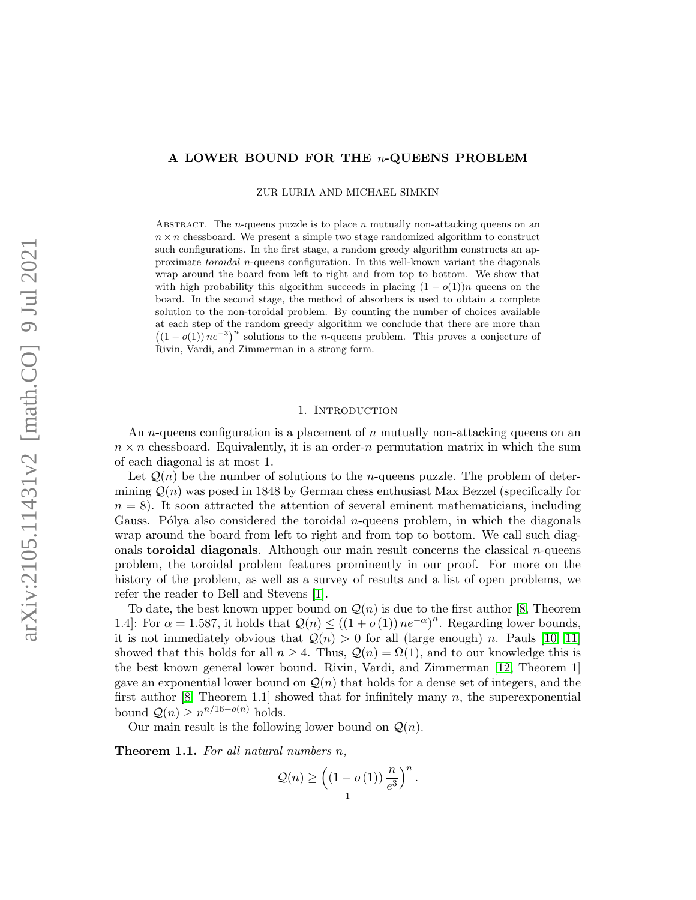# A LOWER BOUND FOR THE $n$-QUEENS PROBLEM

ZUR LURIA AND MICHAEL SIMKIN

Abstract. The $n$-queens puzzle is to place $n$ mutually non-attacking queens on an $n \times n$ chessboard. We present a simple two stage randomized algorithm to construct such configurations. In the first stage, a random greedy algorithm constructs an approximate *toroidal* $n$-queens configuration. In this well-known variant the diagonals wrap around the board from left to right and from top to bottom. We show that with high probability this algorithm succeeds in placing $(1 - o(1))n$ queens on the board. In the second stage, the method of absorbers is used to obtain a complete solution to the non-toroidal problem. By counting the number of choices available at each step of the random greedy algorithm we conclude that there are more than $\left((1 - o(1))\, ne^{-3}\right)^n$ solutions to the $n$-queens problem. This proves a conjecture of Rivin, Vardi, and Zimmerman in a strong form.

## 1. Introduction

An $n$-queens configuration is a placement of $n$ mutually non-attacking queens on an $n \times n$ chessboard. Equivalently, it is an order-$n$ permutation matrix in which the sum of each diagonal is at most 1.

Let $\mathcal{Q}(n)$ be the number of solutions to the $n$-queens puzzle. The problem of determining $\mathcal{Q}(n)$ was posed in 1848 by German chess enthusiast Max Bezzel (specifically for $n = 8$). It soon attracted the attention of several eminent mathematicians, including Gauss. Pólya also considered the toroidal $n$-queens problem, in which the diagonals wrap around the board from left to right and from top to bottom. We call such diagonals **toroidal diagonals**. Although our main result concerns the classical $n$-queens problem, the toroidal problem features prominently in our proof. For more on the history of the problem, as well as a survey of results and a list of open problems, we refer the reader to Bell and Stevens [1].

To date, the best known upper bound on $\mathcal{Q}(n)$ is due to the first author [8, Theorem 1.4]: For $\alpha = 1.587$, it holds that $\mathcal{Q}(n) \leq \left((1 + o(1))\, ne^{-\alpha}\right)^n$. Regarding lower bounds, it is not immediately obvious that $\mathcal{Q}(n) > 0$ for all (large enough) $n$. Pauls [10, 11] showed that this holds for all $n \geq 4$. Thus, $\mathcal{Q}(n) = \Omega(1)$, and to our knowledge this is the best known general lower bound. Rivin, Vardi, and Zimmerman [12, Theorem 1] gave an exponential lower bound on $\mathcal{Q}(n)$ that holds for a dense set of integers, and the first author [8, Theorem 1.1] showed that for infinitely many $n$, the superexponential bound $\mathcal{Q}(n) \geq n^{n/16 - o(n)}$ holds.

Our main result is the following lower bound on $\mathcal{Q}(n)$.

**Theorem 1.1.** *For all natural numbers $n$,*

$$\mathcal{Q}(n) \geq \left((1 - o(1))\, \frac{n}{e^3}\right)^n.$$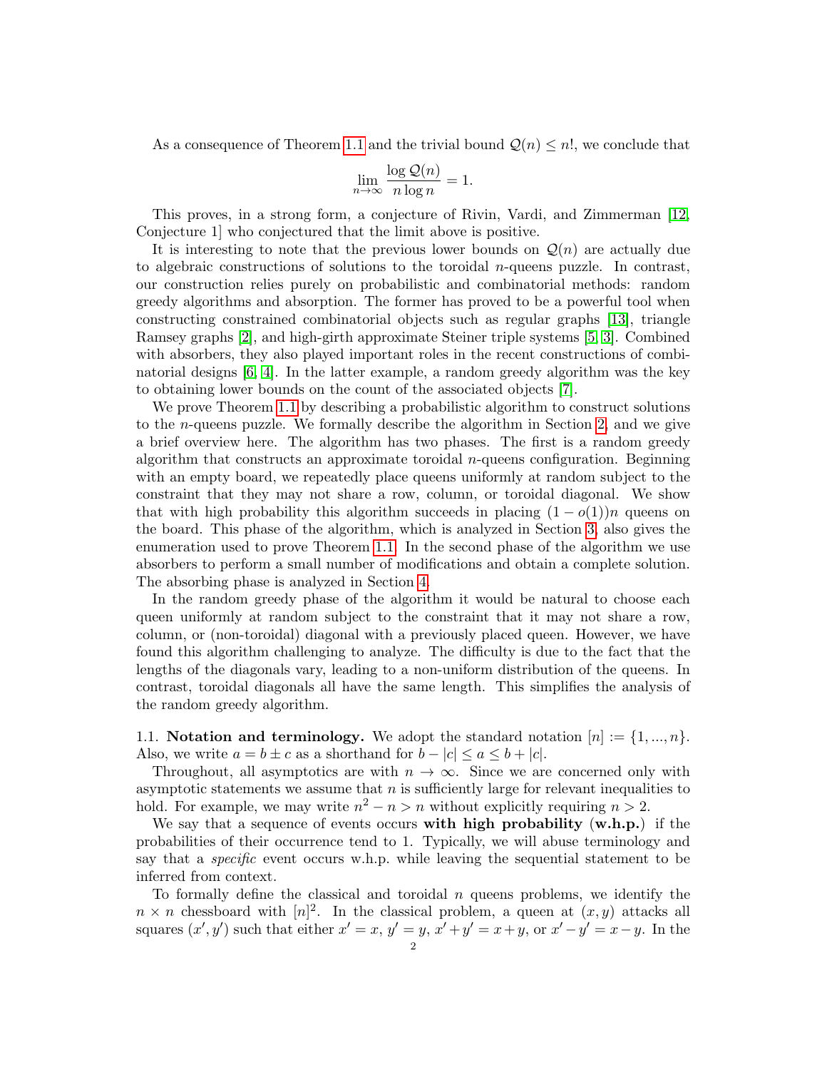As a consequence of Theorem 1.1 and the trivial bound $\mathcal{Q}(n) \le n!$, we conclude that

$$\lim_{n\to\infty} \frac{\log \mathcal{Q}(n)}{n \log n} = 1.$$

This proves, in a strong form, a conjecture of Rivin, Vardi, and Zimmerman [12, Conjecture 1] who conjectured that the limit above is positive.

It is interesting to note that the previous lower bounds on $\mathcal{Q}(n)$ are actually due to algebraic constructions of solutions to the toroidal $n$-queens puzzle. In contrast, our construction relies purely on probabilistic and combinatorial methods: random greedy algorithms and absorption. The former has proved to be a powerful tool when constructing constrained combinatorial objects such as regular graphs [13], triangle Ramsey graphs [2], and high-girth approximate Steiner triple systems [5, 3]. Combined with absorbers, they also played important roles in the recent constructions of combinatorial designs [6, 4]. In the latter example, a random greedy algorithm was the key to obtaining lower bounds on the count of the associated objects [7].

We prove Theorem 1.1 by describing a probabilistic algorithm to construct solutions to the $n$-queens puzzle. We formally describe the algorithm in Section 2, and we give a brief overview here. The algorithm has two phases. The first is a random greedy algorithm that constructs an approximate toroidal $n$-queens configuration. Beginning with an empty board, we repeatedly place queens uniformly at random subject to the constraint that they may not share a row, column, or toroidal diagonal. We show that with high probability this algorithm succeeds in placing $(1 - o(1))n$ queens on the board. This phase of the algorithm, which is analyzed in Section 3, also gives the enumeration used to prove Theorem 1.1. In the second phase of the algorithm we use absorbers to perform a small number of modifications and obtain a complete solution. The absorbing phase is analyzed in Section 4.

In the random greedy phase of the algorithm it would be natural to choose each queen uniformly at random subject to the constraint that it may not share a row, column, or (non-toroidal) diagonal with a previously placed queen. However, we have found this algorithm challenging to analyze. The difficulty is due to the fact that the lengths of the diagonals vary, leading to a non-uniform distribution of the queens. In contrast, toroidal diagonals all have the same length. This simplifies the analysis of the random greedy algorithm.

1.1. **Notation and terminology.** We adopt the standard notation $[n] := \{1, ..., n\}$. Also, we write $a = b \pm c$ as a shorthand for $b - |c| \le a \le b + |c|$.

Throughout, all asymptotics are with $n \to \infty$. Since we are concerned only with asymptotic statements we assume that $n$ is sufficiently large for relevant inequalities to hold. For example, we may write $n^2 - n > n$ without explicitly requiring $n > 2$.

We say that a sequence of events occurs **with high probability (w.h.p.)** if the probabilities of their occurrence tend to 1. Typically, we will abuse terminology and say that a *specific* event occurs w.h.p. while leaving the sequential statement to be inferred from context.

To formally define the classical and toroidal $n$ queens problems, we identify the $n \times n$ chessboard with $[n]^2$. In the classical problem, a queen at $(x, y)$ attacks all squares $(x', y')$ such that either $x' = x$, $y' = y$, $x' + y' = x + y$, or $x' - y' = x - y$. In the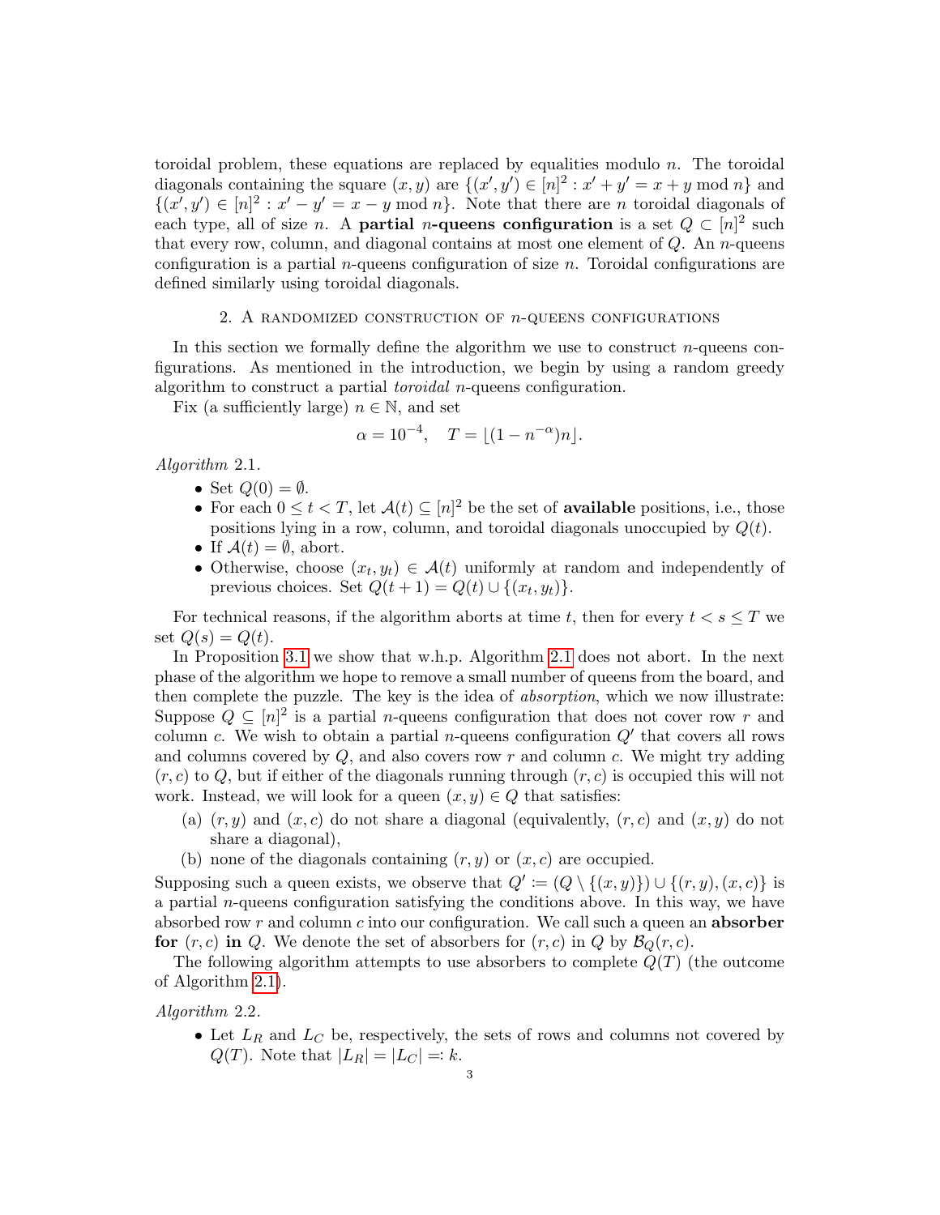toroidal problem, these equations are replaced by equalities modulo $n$. The toroidal diagonals containing the square $(x, y)$ are $\{(x', y') \in [n]^2 : x' + y' = x + y \bmod n\}$ and $\{(x', y') \in [n]^2 : x' - y' = x - y \bmod n\}$. Note that there are $n$ toroidal diagonals of each type, all of size $n$. A **partial $n$-queens configuration** is a set $Q \subset [n]^2$ such that every row, column, and diagonal contains at most one element of $Q$. An $n$-queens configuration is a partial $n$-queens configuration of size $n$. Toroidal configurations are defined similarly using toroidal diagonals.

## 2. A randomized construction of $n$-queens configurations

In this section we formally define the algorithm we use to construct $n$-queens configurations. As mentioned in the introduction, we begin by using a random greedy algorithm to construct a partial *toroidal* $n$-queens configuration.

Fix (a sufficiently large) $n \in \mathbb{N}$, and set

$$\alpha = 10^{-4}, \quad T = \lfloor (1 - n^{-\alpha})n \rfloor.$$

*Algorithm* 2.1.

- Set $Q(0) = \emptyset$.
- For each $0 \le t < T$, let $\mathcal{A}(t) \subseteq [n]^2$ be the set of **available** positions, i.e., those positions lying in a row, column, and toroidal diagonals unoccupied by $Q(t)$.
- If $\mathcal{A}(t) = \emptyset$, abort.
- Otherwise, choose $(x_t, y_t) \in \mathcal{A}(t)$ uniformly at random and independently of previous choices. Set $Q(t+1) = Q(t) \cup \{(x_t, y_t)\}$.

For technical reasons, if the algorithm aborts at time $t$, then for every $t < s \le T$ we set $Q(s) = Q(t)$.

In Proposition 3.1 we show that w.h.p. Algorithm 2.1 does not abort. In the next phase of the algorithm we hope to remove a small number of queens from the board, and then complete the puzzle. The key is the idea of *absorption*, which we now illustrate: Suppose $Q \subseteq [n]^2$ is a partial $n$-queens configuration that does not cover row $r$ and column $c$. We wish to obtain a partial $n$-queens configuration $Q'$ that covers all rows and columns covered by $Q$, and also covers row $r$ and column $c$. We might try adding $(r, c)$ to $Q$, but if either of the diagonals running through $(r, c)$ is occupied this will not work. Instead, we will look for a queen $(x, y) \in Q$ that satisfies:

(a) $(r, y)$ and $(x, c)$ do not share a diagonal (equivalently, $(r, c)$ and $(x, y)$ do not share a diagonal),

(b) none of the diagonals containing $(r, y)$ or $(x, c)$ are occupied.

Supposing such a queen exists, we observe that $Q' := (Q \setminus \{(x, y)\}) \cup \{(r, y), (x, c)\}$ is a partial $n$-queens configuration satisfying the conditions above. In this way, we have absorbed row $r$ and column $c$ into our configuration. We call such a queen an **absorber for $(r, c)$ in $Q$**. We denote the set of absorbers for $(r, c)$ in $Q$ by $\mathcal{B}_Q(r, c)$.

The following algorithm attempts to use absorbers to complete $Q(T)$ (the outcome of Algorithm 2.1).

*Algorithm* 2.2.

- Let $L_R$ and $L_C$ be, respectively, the sets of rows and columns not covered by $Q(T)$. Note that $|L_R| = |L_C| =: k$.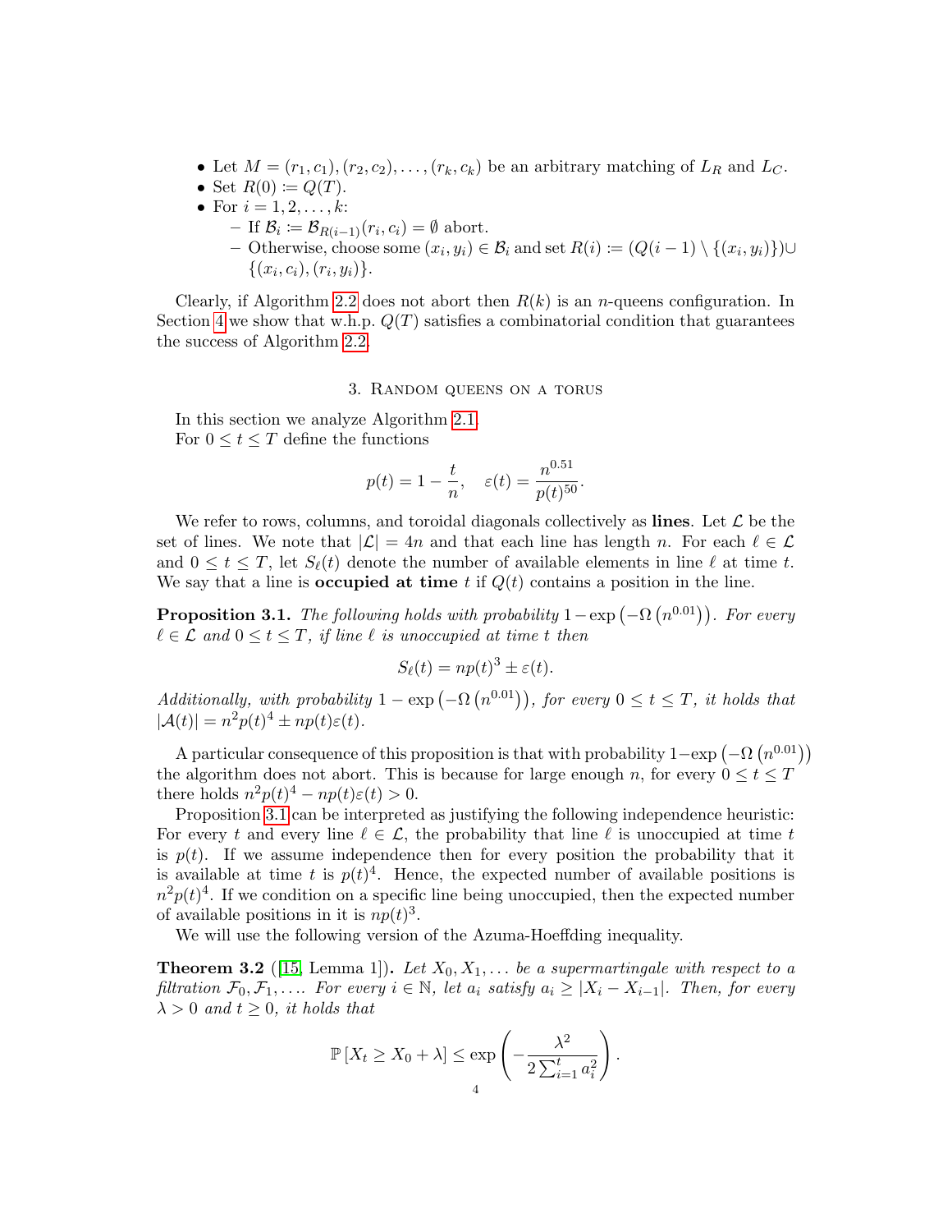- Let $M = (r_1, c_1), (r_2, c_2), \ldots, (r_k, c_k)$ be an arbitrary matching of $L_R$ and $L_C$.
- Set $R(0) \coloneqq Q(T)$.
- For $i = 1, 2, \ldots, k$:
  - If $\mathcal{B}_i \coloneqq \mathcal{B}_{R(i-1)}(r_i, c_i) = \emptyset$ abort.
  - Otherwise, choose some $(x_i, y_i) \in \mathcal{B}_i$ and set $R(i) \coloneqq (Q(i-1) \setminus \{(x_i, y_i)\}) \cup \{(x_i, c_i), (r_i, y_i)\}$.

Clearly, if Algorithm 2.2 does not abort then $R(k)$ is an $n$-queens configuration. In Section 4 we show that w.h.p. $Q(T)$ satisfies a combinatorial condition that guarantees the success of Algorithm 2.2.

## 3. Random queens on a torus

In this section we analyze Algorithm 2.1.

For $0 \le t \le T$ define the functions

$$p(t) = 1 - \frac{t}{n}, \quad \varepsilon(t) = \frac{n^{0.51}}{p(t)^{50}}.$$

We refer to rows, columns, and toroidal diagonals collectively as **lines**. Let $\mathcal{L}$ be the set of lines. We note that $|\mathcal{L}| = 4n$ and that each line has length $n$. For each $\ell \in \mathcal{L}$ and $0 \le t \le T$, let $S_\ell(t)$ denote the number of available elements in line $\ell$ at time $t$. We say that a line is **occupied at time** $t$ if $Q(t)$ contains a position in the line.

**Proposition 3.1.** *The following holds with probability $1 - \exp\left(-\Omega\left(n^{0.01}\right)\right)$. For every $\ell \in \mathcal{L}$ and $0 \le t \le T$, if line $\ell$ is unoccupied at time $t$ then*

$$S_\ell(t) = np(t)^3 \pm \varepsilon(t).$$

*Additionally, with probability $1 - \exp\left(-\Omega\left(n^{0.01}\right)\right)$, for every $0 \le t \le T$, it holds that $|\mathcal{A}(t)| = n^2 p(t)^4 \pm np(t)\varepsilon(t)$.*

A particular consequence of this proposition is that with probability $1 - \exp\left(-\Omega\left(n^{0.01}\right)\right)$ the algorithm does not abort. This is because for large enough $n$, for every $0 \le t \le T$ there holds $n^2 p(t)^4 - np(t)\varepsilon(t) > 0$.

Proposition 3.1 can be interpreted as justifying the following independence heuristic: For every $t$ and every line $\ell \in \mathcal{L}$, the probability that line $\ell$ is unoccupied at time $t$ is $p(t)$. If we assume independence then for every position the probability that it is available at time $t$ is $p(t)^4$. Hence, the expected number of available positions is $n^2 p(t)^4$. If we condition on a specific line being unoccupied, then the expected number of available positions in it is $np(t)^3$.

We will use the following version of the Azuma-Hoeffding inequality.

**Theorem 3.2** ([15, Lemma 1])**.** *Let $X_0, X_1, \ldots$ be a supermartingale with respect to a filtration $\mathcal{F}_0, \mathcal{F}_1, \ldots$. For every $i \in \mathbb{N}$, let $a_i$ satisfy $a_i \ge |X_i - X_{i-1}|$. Then, for every $\lambda > 0$ and $t \ge 0$, it holds that*

$$\mathbb{P}\left[X_t \ge X_0 + \lambda\right] \le \exp\left(-\frac{\lambda^2}{2\sum_{i=1}^{t} a_i^2}\right).$$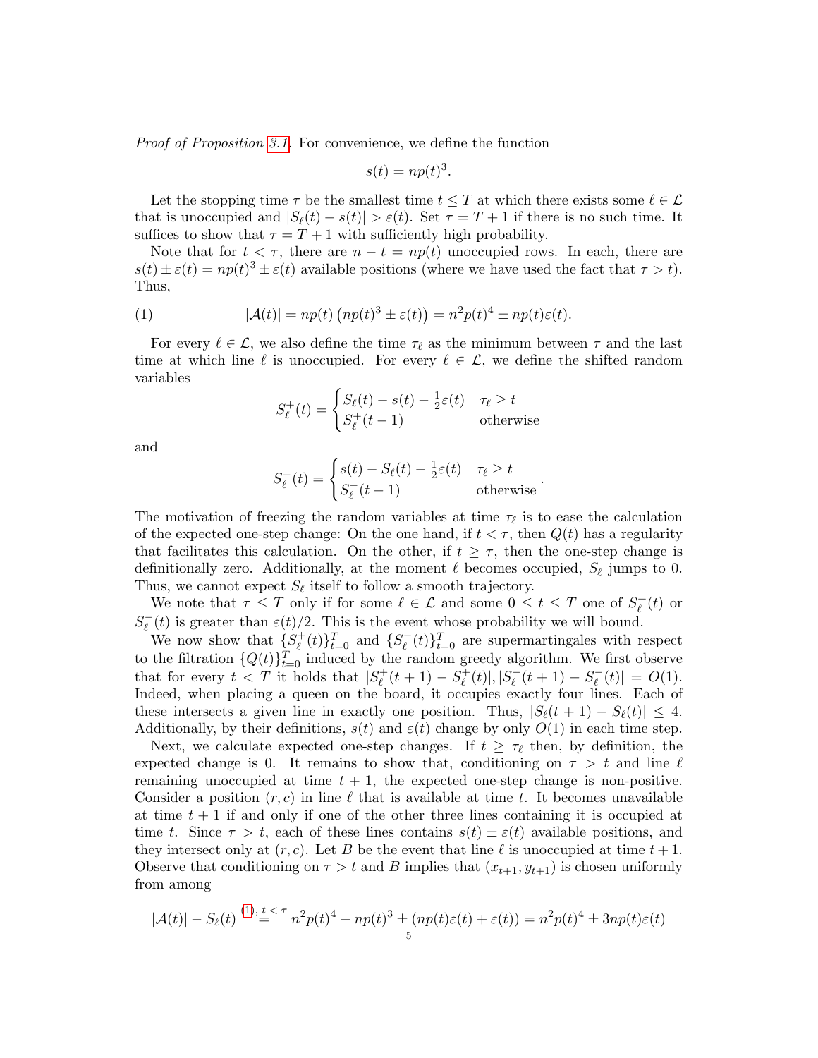*Proof of Proposition 3.1.* For convenience, we define the function

$$s(t) = np(t)^3.$$

Let the stopping time $\tau$ be the smallest time $t \leq T$ at which there exists some $\ell \in \mathcal{L}$ that is unoccupied and $|S_\ell(t) - s(t)| > \varepsilon(t)$. Set $\tau = T+1$ if there is no such time. It suffices to show that $\tau = T+1$ with sufficiently high probability.

Note that for $t < \tau$, there are $n - t = np(t)$ unoccupied rows. In each, there are $s(t) \pm \varepsilon(t) = np(t)^3 \pm \varepsilon(t)$ available positions (where we have used the fact that $\tau > t$). Thus,

$$|\mathcal{A}(t)| = np(t)\left(np(t)^3 \pm \varepsilon(t)\right) = n^2 p(t)^4 \pm np(t)\varepsilon(t). \tag{1}$$

For every $\ell \in \mathcal{L}$, we also define the time $\tau_\ell$ as the minimum between $\tau$ and the last time at which line $\ell$ is unoccupied. For every $\ell \in \mathcal{L}$, we define the shifted random variables

$$S^+_\ell(t) = \begin{cases} S_\ell(t) - s(t) - \frac{1}{2}\varepsilon(t) & \tau_\ell \geq t \\ S^+_\ell(t-1) & \text{otherwise} \end{cases}$$

and

$$S^-_\ell(t) = \begin{cases} s(t) - S_\ell(t) - \frac{1}{2}\varepsilon(t) & \tau_\ell \geq t \\ S^-_\ell(t-1) & \text{otherwise} \end{cases}.$$

The motivation of freezing the random variables at time $\tau_\ell$ is to ease the calculation of the expected one-step change: On the one hand, if $t < \tau$, then $Q(t)$ has a regularity that facilitates this calculation. On the other, if $t \geq \tau$, then the one-step change is definitionally zero. Additionally, at the moment $\ell$ becomes occupied, $S_\ell$ jumps to 0. Thus, we cannot expect $S_\ell$ itself to follow a smooth trajectory.

We note that $\tau \leq T$ only if for some $\ell \in \mathcal{L}$ and some $0 \leq t \leq T$ one of $S^+_\ell(t)$ or $S^-_\ell(t)$ is greater than $\varepsilon(t)/2$. This is the event whose probability we will bound.

We now show that $\{S^+_\ell(t)\}_{t=0}^T$ and $\{S^-_\ell(t)\}_{t=0}^T$ are supermartingales with respect to the filtration $\{Q(t)\}_{t=0}^T$ induced by the random greedy algorithm. We first observe that for every $t < T$ it holds that $|S^+_\ell(t+1) - S^+_\ell(t)|, |S^-_\ell(t+1) - S^-_\ell(t)| = O(1)$. Indeed, when placing a queen on the board, it occupies exactly four lines. Each of these intersects a given line in exactly one position. Thus, $|S_\ell(t+1) - S_\ell(t)| \leq 4$. Additionally, by their definitions, $s(t)$ and $\varepsilon(t)$ change by only $O(1)$ in each time step.

Next, we calculate expected one-step changes. If $t \geq \tau_\ell$ then, by definition, the expected change is 0. It remains to show that, conditioning on $\tau > t$ and line $\ell$ remaining unoccupied at time $t+1$, the expected one-step change is non-positive. Consider a position $(r,c)$ in line $\ell$ that is available at time $t$. It becomes unavailable at time $t+1$ if and only if one of the other three lines containing it is occupied at time $t$. Since $\tau > t$, each of these lines contains $s(t) \pm \varepsilon(t)$ available positions, and they intersect only at $(r,c)$. Let $B$ be the event that line $\ell$ is unoccupied at time $t+1$. Observe that conditioning on $\tau > t$ and $B$ implies that $(x_{t+1}, y_{t+1})$ is chosen uniformly from among

$$|\mathcal{A}(t)| - S_\ell(t) \overset{(1),\, t<\tau}{=} n^2p(t)^4 - np(t)^3 \pm (np(t)\varepsilon(t) + \varepsilon(t)) = n^2p(t)^4 \pm 3np(t)\varepsilon(t)$$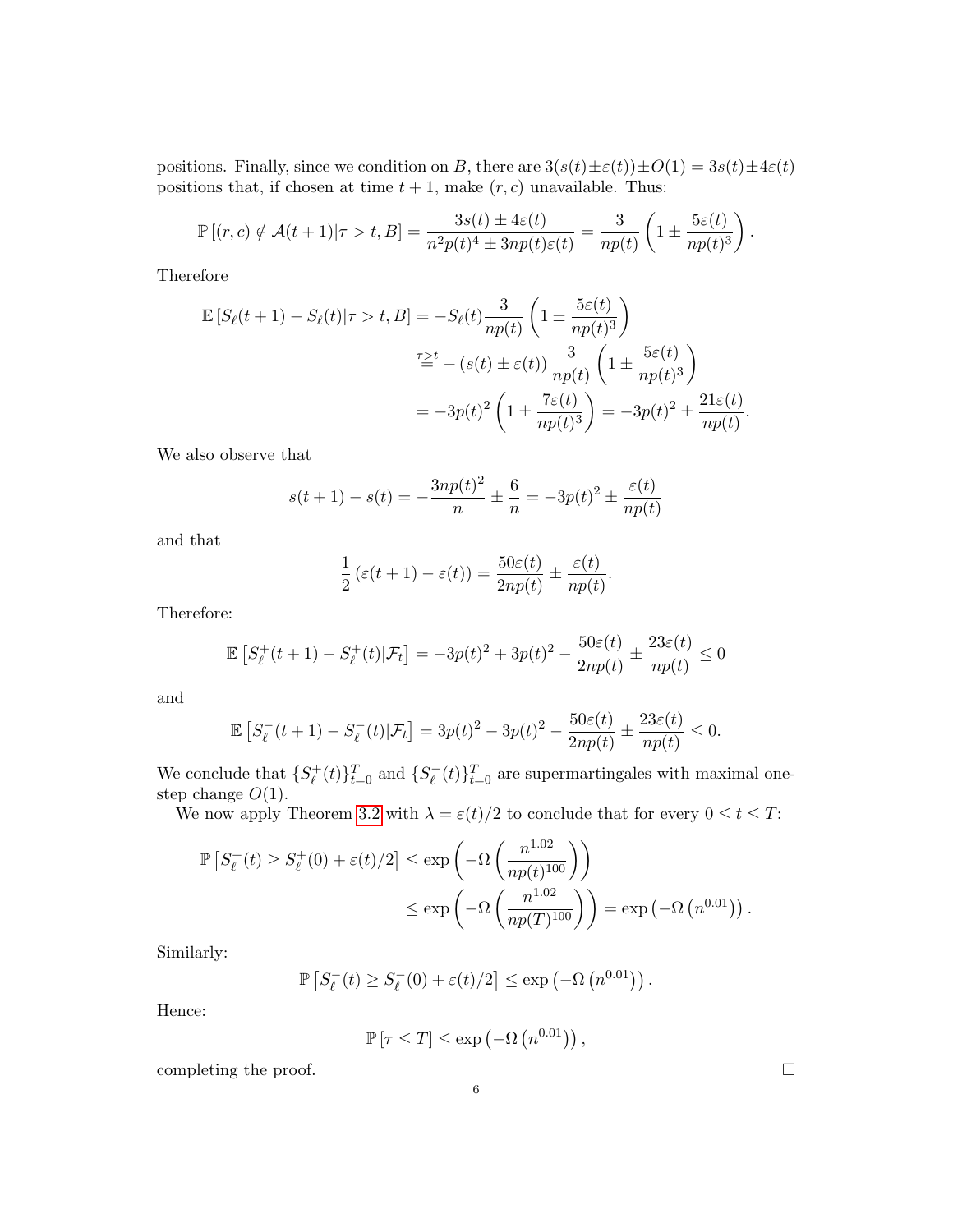positions. Finally, since we condition on $B$, there are $3(s(t)\pm\varepsilon(t))\pm O(1) = 3s(t)\pm 4\varepsilon(t)$ positions that, if chosen at time $t+1$, make $(r,c)$ unavailable. Thus:

$$\mathbb{P}\left[(r,c)\notin \mathcal{A}(t+1)|\tau > t, B\right] = \frac{3s(t)\pm 4\varepsilon(t)}{n^2p(t)^4 \pm 3np(t)\varepsilon(t)} = \frac{3}{np(t)}\left(1\pm\frac{5\varepsilon(t)}{np(t)^3}\right).$$

Therefore

$$\begin{aligned}
\mathbb{E}\left[S_\ell(t+1)-S_\ell(t)|\tau>t,B\right] &= -S_\ell(t)\frac{3}{np(t)}\left(1\pm\frac{5\varepsilon(t)}{np(t)^3}\right)\\
&\overset{\tau>t}{=} -\left(s(t)\pm\varepsilon(t)\right)\frac{3}{np(t)}\left(1\pm\frac{5\varepsilon(t)}{np(t)^3}\right)\\
&= -3p(t)^2\left(1\pm\frac{7\varepsilon(t)}{np(t)^3}\right) = -3p(t)^2 \pm \frac{21\varepsilon(t)}{np(t)}.
\end{aligned}$$

We also observe that

$$s(t+1)-s(t) = -\frac{3np(t)^2}{n}\pm\frac{6}{n} = -3p(t)^2 \pm \frac{\varepsilon(t)}{np(t)}$$

and that

$$\frac{1}{2}\left(\varepsilon(t+1)-\varepsilon(t)\right) = \frac{50\varepsilon(t)}{2np(t)}\pm\frac{\varepsilon(t)}{np(t)}.$$

Therefore:

$$\mathbb{E}\left[S_\ell^+(t+1)-S_\ell^+(t)|\mathcal{F}_t\right] = -3p(t)^2+3p(t)^2-\frac{50\varepsilon(t)}{2np(t)}\pm\frac{23\varepsilon(t)}{np(t)}\leq 0$$

and

$$\mathbb{E}\left[S_\ell^-(t+1)-S_\ell^-(t)|\mathcal{F}_t\right] = 3p(t)^2-3p(t)^2-\frac{50\varepsilon(t)}{2np(t)}\pm\frac{23\varepsilon(t)}{np(t)}\leq 0.$$

We conclude that $\{S_\ell^+(t)\}_{t=0}^T$ and $\{S_\ell^-(t)\}_{t=0}^T$ are supermartingales with maximal one-step change $O(1)$.

We now apply Theorem 3.2 with $\lambda = \varepsilon(t)/2$ to conclude that for every $0\leq t\leq T$:

$$\begin{aligned}
\mathbb{P}\left[S_\ell^+(t)\geq S_\ell^+(0)+\varepsilon(t)/2\right] &\leq \exp\left(-\Omega\left(\frac{n^{1.02}}{np(t)^{100}}\right)\right)\\
&\leq \exp\left(-\Omega\left(\frac{n^{1.02}}{np(T)^{100}}\right)\right) = \exp\left(-\Omega\left(n^{0.01}\right)\right).
\end{aligned}$$

Similarly:

$$\mathbb{P}\left[S_\ell^-(t)\geq S_\ell^-(0)+\varepsilon(t)/2\right]\leq \exp\left(-\Omega\left(n^{0.01}\right)\right).$$

Hence:

$$\mathbb{P}\left[\tau\leq T\right]\leq \exp\left(-\Omega\left(n^{0.01}\right)\right),$$

completing the proof. $\square$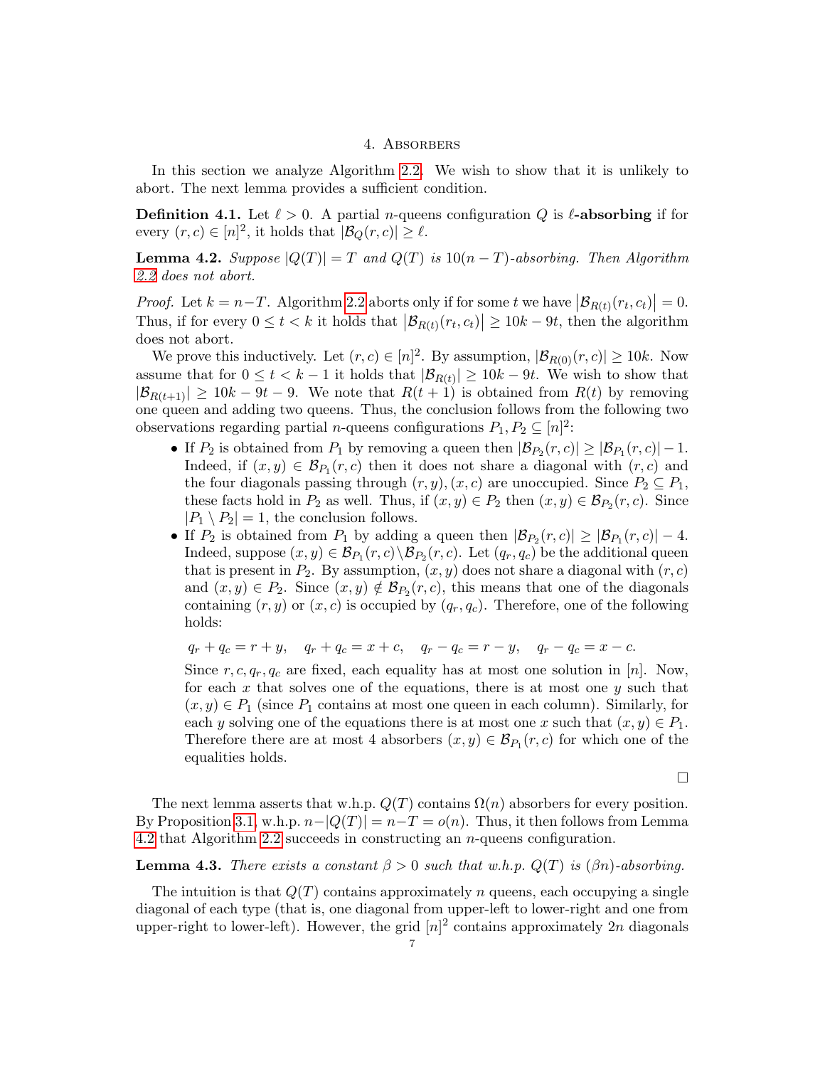## 4. Absorbers

In this section we analyze Algorithm 2.2. We wish to show that it is unlikely to abort. The next lemma provides a sufficient condition.

**Definition 4.1.** Let $\ell > 0$. A partial $n$-queens configuration $Q$ is **$\ell$-absorbing** if for every $(r,c) \in [n]^2$, it holds that $|\mathcal{B}_Q(r,c)| \geq \ell$.

**Lemma 4.2.** *Suppose $|Q(T)| = T$ and $Q(T)$ is $10(n-T)$-absorbing. Then Algorithm 2.2 does not abort.*

*Proof.* Let $k = n - T$. Algorithm 2.2 aborts only if for some $t$ we have $\left|\mathcal{B}_{R(t)}(r_t, c_t)\right| = 0$. Thus, if for every $0 \leq t < k$ it holds that $\left|\mathcal{B}_{R(t)}(r_t, c_t)\right| \geq 10k - 9t$, then the algorithm does not abort.

We prove this inductively. Let $(r,c) \in [n]^2$. By assumption, $|\mathcal{B}_{R(0)}(r,c)| \geq 10k$. Now assume that for $0 \leq t < k-1$ it holds that $|\mathcal{B}_{R(t)}| \geq 10k - 9t$. We wish to show that $|\mathcal{B}_{R(t+1)}| \geq 10k - 9t - 9$. We note that $R(t+1)$ is obtained from $R(t)$ by removing one queen and adding two queens. Thus, the conclusion follows from the following two observations regarding partial $n$-queens configurations $P_1, P_2 \subseteq [n]^2$:

- If $P_2$ is obtained from $P_1$ by removing a queen then $|\mathcal{B}_{P_2}(r,c)| \geq |\mathcal{B}_{P_1}(r,c)| - 1$. Indeed, if $(x,y) \in \mathcal{B}_{P_1}(r,c)$ then it does not share a diagonal with $(r,c)$ and the four diagonals passing through $(r,y), (x,c)$ are unoccupied. Since $P_2 \subseteq P_1$, these facts hold in $P_2$ as well. Thus, if $(x,y) \in P_2$ then $(x,y) \in \mathcal{B}_{P_2}(r,c)$. Since $|P_1 \setminus P_2| = 1$, the conclusion follows.
- If $P_2$ is obtained from $P_1$ by adding a queen then $|\mathcal{B}_{P_2}(r,c)| \geq |\mathcal{B}_{P_1}(r,c)| - 4$. Indeed, suppose $(x,y) \in \mathcal{B}_{P_1}(r,c) \setminus \mathcal{B}_{P_2}(r,c)$. Let $(q_r, q_c)$ be the additional queen that is present in $P_2$. By assumption, $(x,y)$ does not share a diagonal with $(r,c)$ and $(x,y) \in P_2$. Since $(x,y) \notin \mathcal{B}_{P_2}(r,c)$, this means that one of the diagonals containing $(r,y)$ or $(x,c)$ is occupied by $(q_r,q_c)$. Therefore, one of the following holds:

$$q_r + q_c = r + y, \quad q_r + q_c = x + c, \quad q_r - q_c = r - y, \quad q_r - q_c = x - c.$$

Since $r, c, q_r, q_c$ are fixed, each equality has at most one solution in $[n]$. Now, for each $x$ that solves one of the equations, there is at most one $y$ such that $(x,y) \in P_1$ (since $P_1$ contains at most one queen in each column). Similarly, for each $y$ solving one of the equations there is at most one $x$ such that $(x,y) \in P_1$. Therefore there are at most 4 absorbers $(x,y) \in \mathcal{B}_{P_1}(r,c)$ for which one of the equalities holds.

□

The next lemma asserts that w.h.p. $Q(T)$ contains $\Omega(n)$ absorbers for every position. By Proposition 3.1, w.h.p. $n - |Q(T)| = n - T = o(n)$. Thus, it then follows from Lemma 4.2 that Algorithm 2.2 succeeds in constructing an $n$-queens configuration.

**Lemma 4.3.** *There exists a constant $\beta > 0$ such that w.h.p. $Q(T)$ is $(\beta n)$-absorbing.*

The intuition is that $Q(T)$ contains approximately $n$ queens, each occupying a single diagonal of each type (that is, one diagonal from upper-left to lower-right and one from upper-right to lower-left). However, the grid $[n]^2$ contains approximately $2n$ diagonals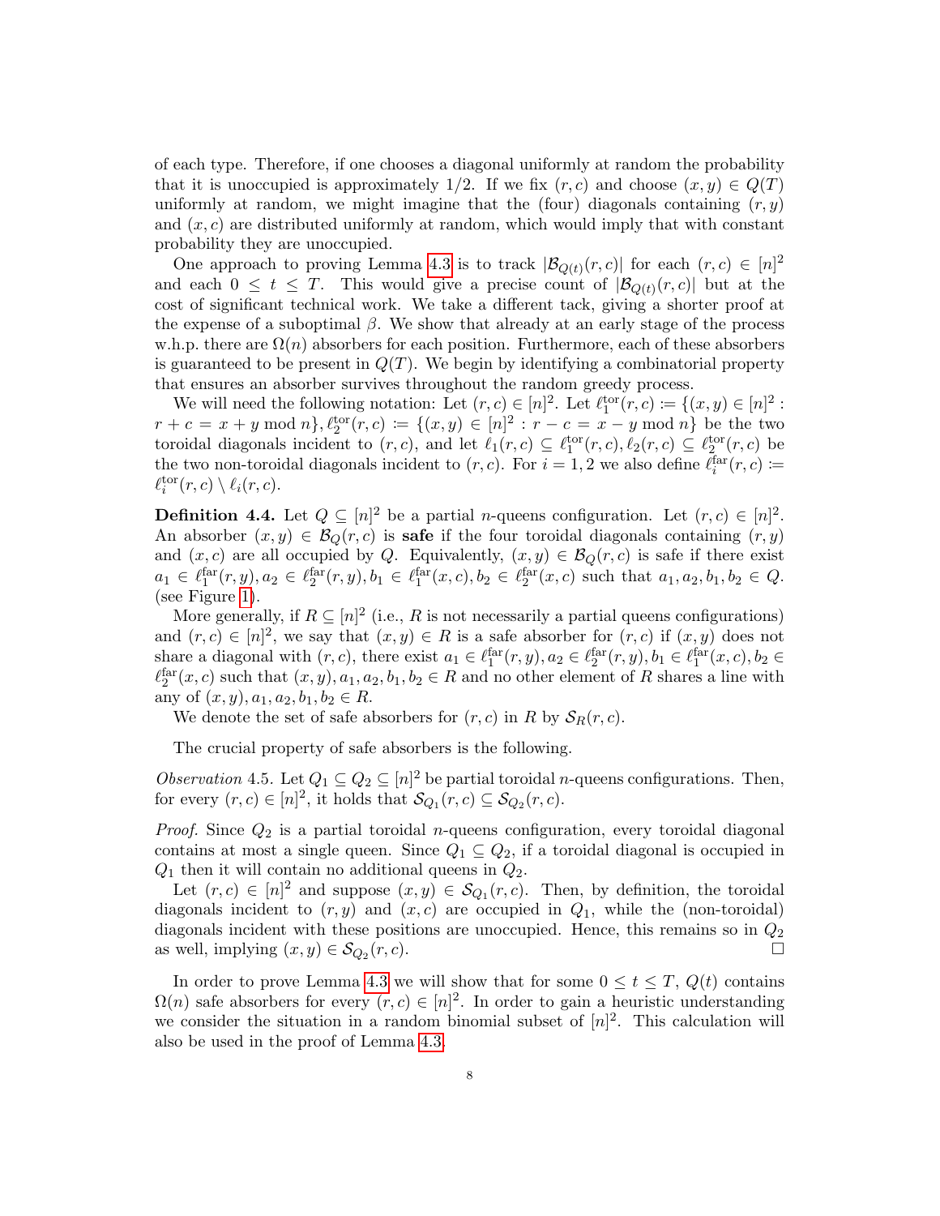of each type. Therefore, if one chooses a diagonal uniformly at random the probability that it is unoccupied is approximately $1/2$. If we fix $(r,c)$ and choose $(x,y) \in Q(T)$ uniformly at random, we might imagine that the (four) diagonals containing $(r,y)$ and $(x,c)$ are distributed uniformly at random, which would imply that with constant probability they are unoccupied.

One approach to proving Lemma 4.3 is to track $|\mathcal{B}_{Q(t)}(r,c)|$ for each $(r,c) \in [n]^2$ and each $0 \le t \le T$. This would give a precise count of $|\mathcal{B}_{Q(t)}(r,c)|$ but at the cost of significant technical work. We take a different tack, giving a shorter proof at the expense of a suboptimal $\beta$. We show that already at an early stage of the process w.h.p. there are $\Omega(n)$ absorbers for each position. Furthermore, each of these absorbers is guaranteed to be present in $Q(T)$. We begin by identifying a combinatorial property that ensures an absorber survives throughout the random greedy process.

We will need the following notation: Let $(r,c) \in [n]^2$. Let $\ell_1^{\text{tor}}(r,c) := \{(x,y) \in [n]^2 : r+c = x+y \bmod n\}, \ell_2^{\text{tor}}(r,c) := \{(x,y) \in [n]^2 : r-c = x-y \bmod n\}$ be the two toroidal diagonals incident to $(r,c)$, and let $\ell_1(r,c) \subseteq \ell_1^{\text{tor}}(r,c), \ell_2(r,c) \subseteq \ell_2^{\text{tor}}(r,c)$ be the two non-toroidal diagonals incident to $(r,c)$. For $i = 1,2$ we also define $\ell_i^{\text{far}}(r,c) := \ell_i^{\text{tor}}(r,c) \setminus \ell_i(r,c)$.

**Definition 4.4.** Let $Q \subseteq [n]^2$ be a partial $n$-queens configuration. Let $(r,c) \in [n]^2$. An absorber $(x,y) \in \mathcal{B}_Q(r,c)$ is **safe** if the four toroidal diagonals containing $(r,y)$ and $(x,c)$ are all occupied by $Q$. Equivalently, $(x,y) \in \mathcal{B}_Q(r,c)$ is safe if there exist $a_1 \in \ell_1^{\text{far}}(r,y), a_2 \in \ell_2^{\text{far}}(r,y), b_1 \in \ell_1^{\text{far}}(x,c), b_2 \in \ell_2^{\text{far}}(x,c)$ such that $a_1, a_2, b_1, b_2 \in Q$. (see Figure 1).

More generally, if $R \subseteq [n]^2$ (i.e., $R$ is not necessarily a partial queens configurations) and $(r,c) \in [n]^2$, we say that $(x,y) \in R$ is a safe absorber for $(r,c)$ if $(x,y)$ does not share a diagonal with $(r,c)$, there exist $a_1 \in \ell_1^{\text{far}}(r,y), a_2 \in \ell_2^{\text{far}}(r,y), b_1 \in \ell_1^{\text{far}}(x,c), b_2 \in \ell_2^{\text{far}}(x,c)$ such that $(x,y), a_1, a_2, b_1, b_2 \in R$ and no other element of $R$ shares a line with any of $(x,y), a_1, a_2, b_1, b_2 \in R$.

We denote the set of safe absorbers for $(r,c)$ in $R$ by $\mathcal{S}_R(r,c)$.

The crucial property of safe absorbers is the following.

*Observation* 4.5. Let $Q_1 \subseteq Q_2 \subseteq [n]^2$ be partial toroidal $n$-queens configurations. Then, for every $(r,c) \in [n]^2$, it holds that $\mathcal{S}_{Q_1}(r,c) \subseteq \mathcal{S}_{Q_2}(r,c)$.

*Proof.* Since $Q_2$ is a partial toroidal $n$-queens configuration, every toroidal diagonal contains at most a single queen. Since $Q_1 \subseteq Q_2$, if a toroidal diagonal is occupied in $Q_1$ then it will contain no additional queens in $Q_2$.

Let $(r,c) \in [n]^2$ and suppose $(x,y) \in \mathcal{S}_{Q_1}(r,c)$. Then, by definition, the toroidal diagonals incident to $(r,y)$ and $(x,c)$ are occupied in $Q_1$, while the (non-toroidal) diagonals incident with these positions are unoccupied. Hence, this remains so in $Q_2$ as well, implying $(x,y) \in \mathcal{S}_{Q_2}(r,c)$. ◻

In order to prove Lemma 4.3 we will show that for some $0 \le t \le T$, $Q(t)$ contains $\Omega(n)$ safe absorbers for every $(r,c) \in [n]^2$. In order to gain a heuristic understanding we consider the situation in a random binomial subset of $[n]^2$. This calculation will also be used in the proof of Lemma 4.3.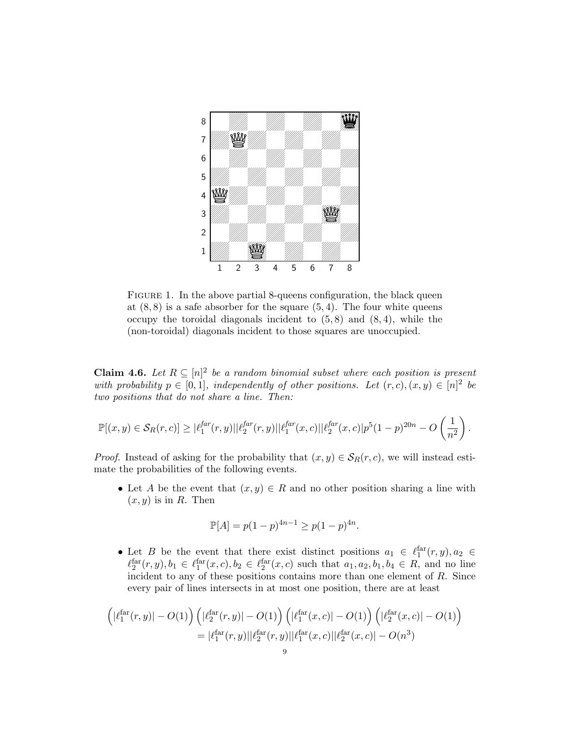Figure 1. In the above partial 8-queens configuration, the black queen at $(8, 8)$ is a safe absorber for the square $(5, 4)$. The four white queens occupy the toroidal diagonals incident to $(5, 8)$ and $(8, 4)$, while the (non-toroidal) diagonals incident to those squares are unoccupied.

**Claim 4.6.** *Let $R \subseteq [n]^2$ be a random binomial subset where each position is present with probability $p \in [0, 1]$, independently of other positions. Let $(r, c), (x, y) \in [n]^2$ be two positions that do not share a line. Then:*

$$\mathbb{P}[(x, y) \in \mathcal{S}_R(r, c)] \geq |\ell_1^{far}(r, y)||\ell_2^{far}(r, y)||\ell_1^{far}(x, c)||\ell_2^{far}(x, c)|p^5(1-p)^{20n} - O\left(\frac{1}{n^2}\right).$$

*Proof.* Instead of asking for the probability that $(x, y) \in \mathcal{S}_R(r, c)$, we will instead estimate the probabilities of the following events.

- Let $A$ be the event that $(x, y) \in R$ and no other position sharing a line with $(x, y)$ is in $R$. Then

$$\mathbb{P}[A] = p(1-p)^{4n-1} \geq p(1-p)^{4n}.$$

- Let $B$ be the event that there exist distinct positions $a_1 \in \ell_1^{\text{far}}(r, y), a_2 \in \ell_2^{\text{far}}(r, y), b_1 \in \ell_1^{\text{far}}(x, c), b_2 \in \ell_2^{\text{far}}(x, c)$ such that $a_1, a_2, b_1, b_4 \in R$, and no line incident to any of these positions contains more than one element of $R$. Since every pair of lines intersects in at most one position, there are at least

$$\left(|\ell_1^{\text{far}}(r, y)| - O(1)\right)\left(|\ell_2^{\text{far}}(r, y)| - O(1)\right)\left(|\ell_1^{\text{far}}(x, c)| - O(1)\right)\left(|\ell_2^{\text{far}}(x, c)| - O(1)\right)$$
$$= |\ell_1^{\text{far}}(r, y)||\ell_2^{\text{far}}(r, y)||\ell_1^{\text{far}}(x, c)||\ell_2^{\text{far}}(x, c)| - O(n^3)$$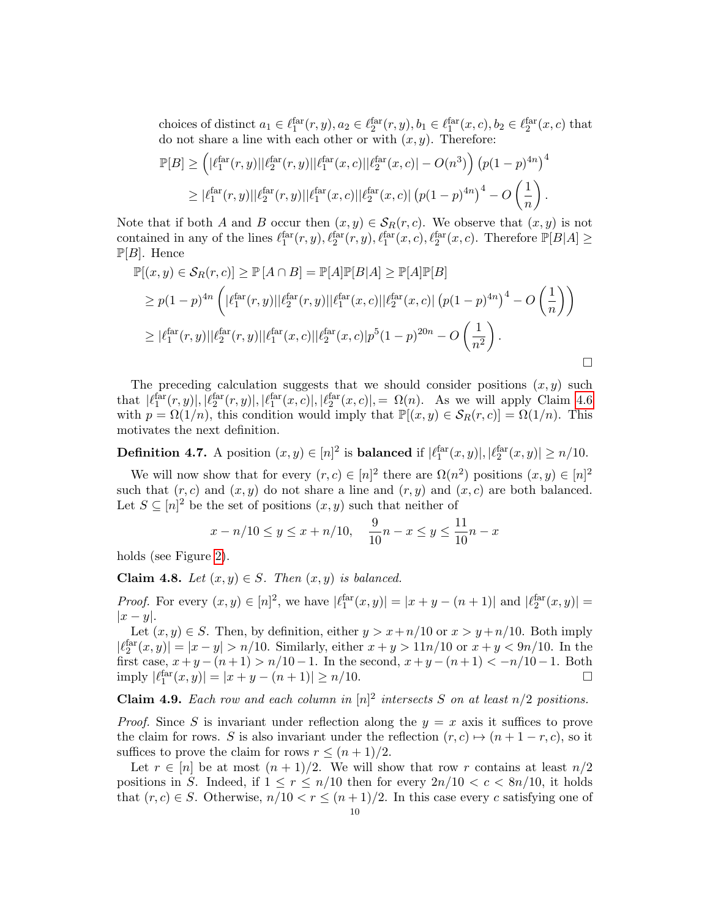choices of distinct $a_1 \in \ell_1^{\text{far}}(r,y), a_2 \in \ell_2^{\text{far}}(r,y), b_1 \in \ell_1^{\text{far}}(x,c), b_2 \in \ell_2^{\text{far}}(x,c)$ that do not share a line with each other or with $(x,y)$. Therefore:

$$
\begin{aligned}
\mathbb{P}[B] &\geq \left(|\ell_1^{\text{far}}(r,y)||\ell_2^{\text{far}}(r,y)||\ell_1^{\text{far}}(x,c)||\ell_2^{\text{far}}(x,c)| - O(n^3)\right)\left(p(1-p)^{4n}\right)^4 \\
&\geq |\ell_1^{\text{far}}(r,y)||\ell_2^{\text{far}}(r,y)||\ell_1^{\text{far}}(x,c)||\ell_2^{\text{far}}(x,c)|\left(p(1-p)^{4n}\right)^4 - O\left(\frac{1}{n}\right).
\end{aligned}
$$

Note that if both $A$ and $B$ occur then $(x,y) \in \mathcal{S}_R(r,c)$. We observe that $(x,y)$ is not contained in any of the lines $\ell_1^{\text{far}}(r,y), \ell_2^{\text{far}}(r,y), \ell_1^{\text{far}}(x,c), \ell_2^{\text{far}}(x,c)$. Therefore $\mathbb{P}[B|A] \geq \mathbb{P}[B]$. Hence

$$
\begin{aligned}
\mathbb{P}[(x,y) \in \mathcal{S}_R(r,c)] &\geq \mathbb{P}[A \cap B] = \mathbb{P}[A]\mathbb{P}[B|A] \geq \mathbb{P}[A]\mathbb{P}[B] \\
&\geq p(1-p)^{4n}\left(|\ell_1^{\text{far}}(r,y)||\ell_2^{\text{far}}(r,y)||\ell_1^{\text{far}}(x,c)||\ell_2^{\text{far}}(x,c)|\left(p(1-p)^{4n}\right)^4 - O\left(\frac{1}{n}\right)\right) \\
&\geq |\ell_1^{\text{far}}(r,y)||\ell_2^{\text{far}}(r,y)||\ell_1^{\text{far}}(x,c)||\ell_2^{\text{far}}(x,c)|p^5(1-p)^{20n} - O\left(\frac{1}{n^2}\right).
\end{aligned}
$$

□

The preceding calculation suggests that we should consider positions $(x,y)$ such that $|\ell_1^{\text{far}}(r,y)|, |\ell_2^{\text{far}}(r,y)|, |\ell_1^{\text{far}}(x,c)|, |\ell_2^{\text{far}}(x,c)|, = \Omega(n)$. As we will apply Claim 4.6 with $p = \Omega(1/n)$, this condition would imply that $\mathbb{P}[(x,y) \in \mathcal{S}_R(r,c)] = \Omega(1/n)$. This motivates the next definition.

**Definition 4.7.** A position $(x,y) \in [n]^2$ is **balanced** if $|\ell_1^{\text{far}}(x,y)|, |\ell_2^{\text{far}}(x,y)| \geq n/10$.

We will now show that for every $(r,c) \in [n]^2$ there are $\Omega(n^2)$ positions $(x,y) \in [n]^2$ such that $(r,c)$ and $(x,y)$ do not share a line and $(r,y)$ and $(x,c)$ are both balanced. Let $S \subseteq [n]^2$ be the set of positions $(x,y)$ such that neither of

$$
x - n/10 \leq y \leq x + n/10, \quad \frac{9}{10}n - x \leq y \leq \frac{11}{10}n - x
$$

holds (see Figure 2).

**Claim 4.8.** *Let $(x,y) \in S$. Then $(x,y)$ is balanced.*

*Proof.* For every $(x,y) \in [n]^2$, we have $|\ell_1^{\text{far}}(x,y)| = |x + y - (n+1)|$ and $|\ell_2^{\text{far}}(x,y)| = |x - y|$.

Let $(x,y) \in S$. Then, by definition, either $y > x + n/10$ or $x > y + n/10$. Both imply $|\ell_2^{\text{far}}(x,y)| = |x - y| > n/10$. Similarly, either $x + y > 11n/10$ or $x + y < 9n/10$. In the first case, $x + y - (n+1) > n/10 - 1$. In the second, $x + y - (n+1) < -n/10 - 1$. Both imply $|\ell_1^{\text{far}}(x,y)| = |x + y - (n+1)| \geq n/10$. □

**Claim 4.9.** *Each row and each column in $[n]^2$ intersects $S$ on at least $n/2$ positions.*

*Proof.* Since $S$ is invariant under reflection along the $y = x$ axis it suffices to prove the claim for rows. $S$ is also invariant under the reflection $(r,c) \mapsto (n+1-r, c)$, so it suffices to prove the claim for rows $r \leq (n+1)/2$.

Let $r \in [n]$ be at most $(n+1)/2$. We will show that row $r$ contains at least $n/2$ positions in $S$. Indeed, if $1 \leq r \leq n/10$ then for every $2n/10 < c < 8n/10$, it holds that $(r,c) \in S$. Otherwise, $n/10 < r \leq (n+1)/2$. In this case every $c$ satisfying one of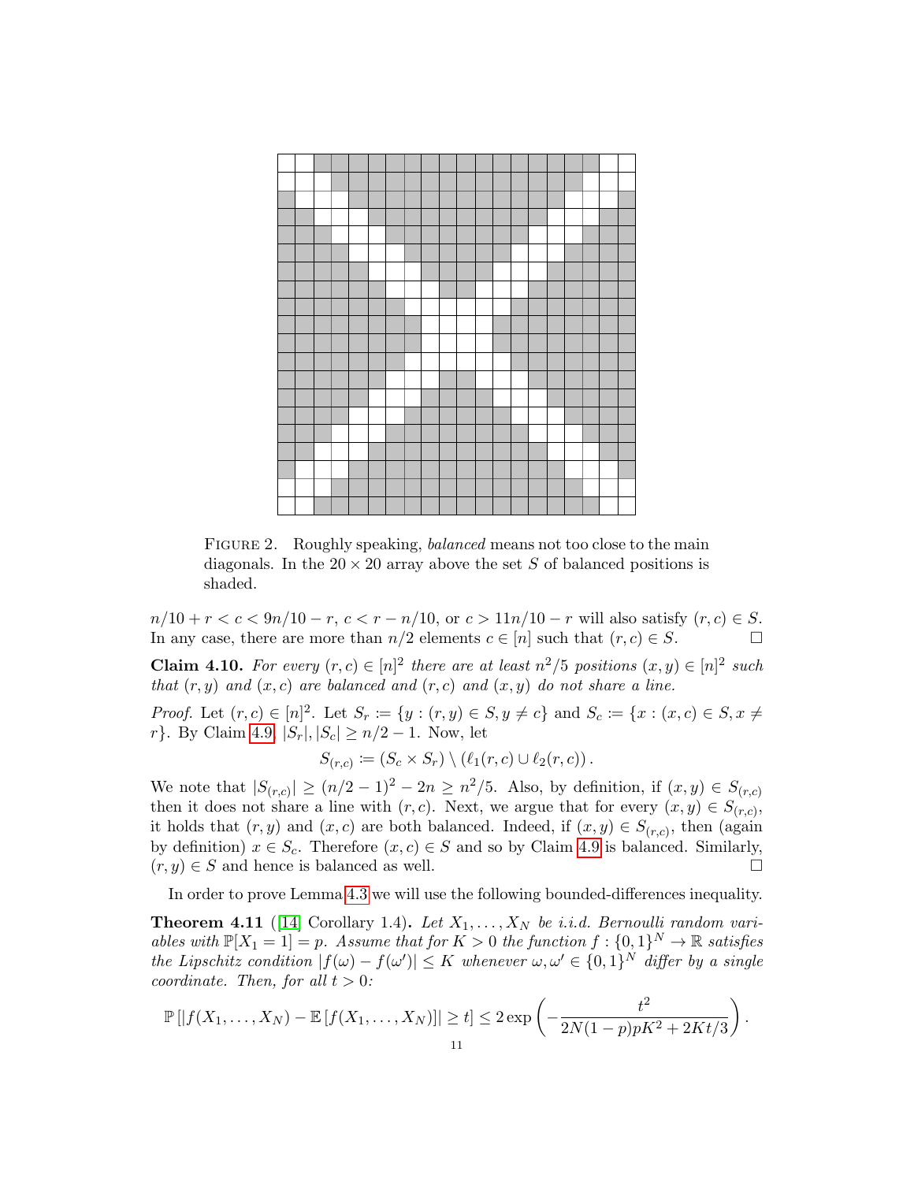FIGURE 2. Roughly speaking, *balanced* means not too close to the main diagonals. In the $20 \times 20$ array above the set $S$ of balanced positions is shaded.

$n/10 + r < c < 9n/10 - r$, $c < r - n/10$, or $c > 11n/10 - r$ will also satisfy $(r, c) \in S$. In any case, there are more than $n/2$ elements $c \in [n]$ such that $(r, c) \in S$. $\square$

**Claim 4.10.** *For every $(r, c) \in [n]^2$ there are at least $n^2/5$ positions $(x, y) \in [n]^2$ such that $(r, y)$ and $(x, c)$ are balanced and $(r, c)$ and $(x, y)$ do not share a line.*

*Proof.* Let $(r, c) \in [n]^2$. Let $S_r := \{y : (r, y) \in S, y \neq c\}$ and $S_c := \{x : (x, c) \in S, x \neq r\}$. By Claim 4.9, $|S_r|, |S_c| \geq n/2 - 1$. Now, let

$$S_{(r,c)} := (S_c \times S_r) \setminus (\ell_1(r, c) \cup \ell_2(r, c)).$$

We note that $|S_{(r,c)}| \geq (n/2 - 1)^2 - 2n \geq n^2/5$. Also, by definition, if $(x, y) \in S_{(r,c)}$ then it does not share a line with $(r, c)$. Next, we argue that for every $(x, y) \in S_{(r,c)}$, it holds that $(r, y)$ and $(x, c)$ are both balanced. Indeed, if $(x, y) \in S_{(r,c)}$, then (again by definition) $x \in S_c$. Therefore $(x, c) \in S$ and so by Claim 4.9 is balanced. Similarly, $(r, y) \in S$ and hence is balanced as well. $\square$

In order to prove Lemma 4.3 we will use the following bounded-differences inequality.

**Theorem 4.11** ([14] Corollary 1.4)**.** *Let $X_1, \ldots, X_N$ be i.i.d. Bernoulli random variables with $\mathbb{P}[X_1 = 1] = p$. Assume that for $K > 0$ the function $f : \{0, 1\}^N \to \mathbb{R}$ satisfies the Lipschitz condition $|f(\omega) - f(\omega')| \leq K$ whenever $\omega, \omega' \in \{0, 1\}^N$ differ by a single coordinate. Then, for all $t > 0$:*

$$\mathbb{P}\left[|f(X_1, \ldots, X_N) - \mathbb{E}\left[f(X_1, \ldots, X_N)\right]| \geq t\right] \leq 2 \exp\left(-\frac{t^2}{2N(1-p)pK^2 + 2Kt/3}\right).$$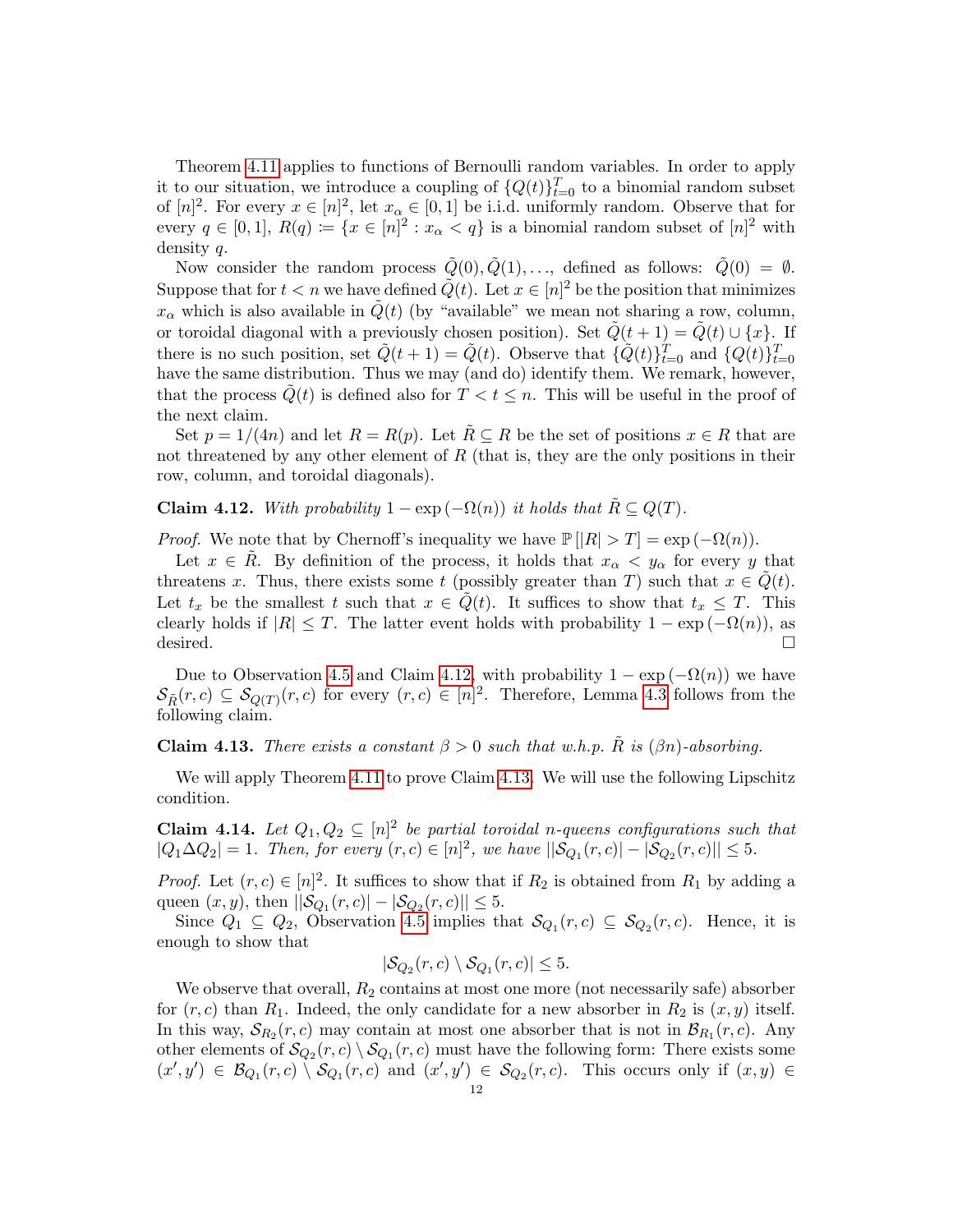Theorem 4.11 applies to functions of Bernoulli random variables. In order to apply it to our situation, we introduce a coupling of $\{Q(t)\}_{t=0}^T$ to a binomial random subset of $[n]^2$. For every $x \in [n]^2$, let $x_\alpha \in [0,1]$ be i.i.d. uniformly random. Observe that for every $q \in [0,1]$, $R(q) \coloneqq \{x \in [n]^2 : x_\alpha < q\}$ is a binomial random subset of $[n]^2$ with density $q$.

Now consider the random process $\tilde{Q}(0), \tilde{Q}(1), \ldots$, defined as follows: $\tilde{Q}(0) = \emptyset$. Suppose that for $t < n$ we have defined $\tilde{Q}(t)$. Let $x \in [n]^2$ be the position that minimizes $x_\alpha$ which is also available in $\tilde{Q}(t)$ (by "available" we mean not sharing a row, column, or toroidal diagonal with a previously chosen position). Set $\tilde{Q}(t+1) = \tilde{Q}(t) \cup \{x\}$. If there is no such position, set $\tilde{Q}(t+1) = \tilde{Q}(t)$. Observe that $\{\tilde{Q}(t)\}_{t=0}^T$ and $\{Q(t)\}_{t=0}^T$ have the same distribution. Thus we may (and do) identify them. We remark, however, that the process $\tilde{Q}(t)$ is defined also for $T < t \le n$. This will be useful in the proof of the next claim.

Set $p = 1/(4n)$ and let $R = R(p)$. Let $\tilde{R} \subseteq R$ be the set of positions $x \in R$ that are not threatened by any other element of $R$ (that is, they are the only positions in their row, column, and toroidal diagonals).

**Claim 4.12.** *With probability $1 - \exp(-\Omega(n))$ it holds that $\tilde{R} \subseteq Q(T)$.*

*Proof.* We note that by Chernoff's inequality we have $\mathbb{P}[|R| > T] = \exp(-\Omega(n))$.

Let $x \in \tilde{R}$. By definition of the process, it holds that $x_\alpha < y_\alpha$ for every $y$ that threatens $x$. Thus, there exists some $t$ (possibly greater than $T$) such that $x \in \tilde{Q}(t)$. Let $t_x$ be the smallest $t$ such that $x \in \tilde{Q}(t)$. It suffices to show that $t_x \le T$. This clearly holds if $|R| \le T$. The latter event holds with probability $1 - \exp(-\Omega(n))$, as desired. $\square$

Due to Observation 4.5 and Claim 4.12, with probability $1 - \exp(-\Omega(n))$ we have $\mathcal{S}_{\tilde{R}}(r,c) \subseteq \mathcal{S}_{Q(T)}(r,c)$ for every $(r,c) \in [n]^2$. Therefore, Lemma 4.3 follows from the following claim.

**Claim 4.13.** *There exists a constant $\beta > 0$ such that w.h.p. $\tilde{R}$ is $(\beta n)$-absorbing.*

We will apply Theorem 4.11 to prove Claim 4.13. We will use the following Lipschitz condition.

**Claim 4.14.** *Let $Q_1, Q_2 \subseteq [n]^2$ be partial toroidal $n$-queens configurations such that $|Q_1 \Delta Q_2| = 1$. Then, for every $(r,c) \in [n]^2$, we have $||\mathcal{S}_{Q_1}(r,c)| - |\mathcal{S}_{Q_2}(r,c)|| \le 5$.*

*Proof.* Let $(r,c) \in [n]^2$. It suffices to show that if $R_2$ is obtained from $R_1$ by adding a queen $(x,y)$, then $||\mathcal{S}_{Q_1}(r,c)| - |\mathcal{S}_{Q_2}(r,c)|| \le 5$.

Since $Q_1 \subseteq Q_2$, Observation 4.5 implies that $\mathcal{S}_{Q_1}(r,c) \subseteq \mathcal{S}_{Q_2}(r,c)$. Hence, it is enough to show that

$$|\mathcal{S}_{Q_2}(r,c) \setminus \mathcal{S}_{Q_1}(r,c)| \le 5.$$

We observe that overall, $R_2$ contains at most one more (not necessarily safe) absorber for $(r,c)$ than $R_1$. Indeed, the only candidate for a new absorber in $R_2$ is $(x,y)$ itself. In this way, $\mathcal{S}_{R_2}(r,c)$ may contain at most one absorber that is not in $\mathcal{B}_{R_1}(r,c)$. Any other elements of $\mathcal{S}_{Q_2}(r,c) \setminus \mathcal{S}_{Q_1}(r,c)$ must have the following form: There exists some $(x',y') \in \mathcal{B}_{Q_1}(r,c) \setminus \mathcal{S}_{Q_1}(r,c)$ and $(x',y') \in \mathcal{S}_{Q_2}(r,c)$. This occurs only if $(x,y) \in$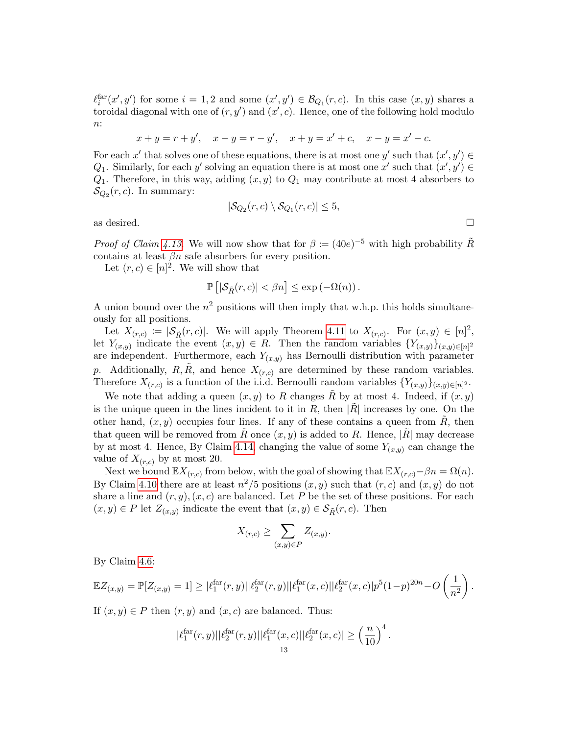$\ell_i^{\text{far}}(x', y')$ for some $i = 1, 2$ and some $(x', y') \in \mathcal{B}_{Q_1}(r, c)$. In this case $(x, y)$ shares a toroidal diagonal with one of $(r, y')$ and $(x', c)$. Hence, one of the following hold modulo $n$:

$$x + y = r + y', \quad x - y = r - y', \quad x + y = x' + c, \quad x - y = x' - c.$$

For each $x'$ that solves one of these equations, there is at most one $y'$ such that $(x', y') \in Q_1$. Similarly, for each $y'$ solving an equation there is at most one $x'$ such that $(x', y') \in Q_1$. Therefore, in this way, adding $(x, y)$ to $Q_1$ may contribute at most 4 absorbers to $\mathcal{S}_{Q_2}(r, c)$. In summary:

$$|\mathcal{S}_{Q_2}(r, c) \setminus \mathcal{S}_{Q_1}(r, c)| \leq 5,$$

as desired. $\square$

*Proof of Claim 4.13.* We will now show that for $\beta := (40e)^{-5}$ with high probability $\tilde{R}$ contains at least $\beta n$ safe absorbers for every position.

Let $(r, c) \in [n]^2$. We will show that

$$\mathbb{P}\left[|\mathcal{S}_{\tilde{R}}(r, c)| < \beta n\right] \leq \exp\left(-\Omega(n)\right).$$

A union bound over the $n^2$ positions will then imply that w.h.p. this holds simultaneously for all positions.

Let $X_{(r,c)} := |\mathcal{S}_{\tilde{R}}(r, c)|$. We will apply Theorem 4.11 to $X_{(r,c)}$. For $(x, y) \in [n]^2$, let $Y_{(x,y)}$ indicate the event $(x, y) \in R$. Then the random variables $\{Y_{(x,y)}\}_{(x,y) \in [n]^2}$ are independent. Furthermore, each $Y_{(x,y)}$ has Bernoulli distribution with parameter $p$. Additionally, $R, \tilde{R}$, and hence $X_{(r,c)}$ are determined by these random variables. Therefore $X_{(r,c)}$ is a function of the i.i.d. Bernoulli random variables $\{Y_{(x,y)}\}_{(x,y) \in [n]^2}$.

We note that adding a queen $(x, y)$ to $R$ changes $\tilde{R}$ by at most 4. Indeed, if $(x, y)$ is the unique queen in the lines incident to it in $R$, then $|\tilde{R}|$ increases by one. On the other hand, $(x, y)$ occupies four lines. If any of these contains a queen from $\tilde{R}$, then that queen will be removed from $\tilde{R}$ once $(x, y)$ is added to $R$. Hence, $|\tilde{R}|$ may decrease by at most 4. Hence, By Claim 4.14, changing the value of some $Y_{(x,y)}$ can change the value of $X_{(r,c)}$ by at most 20.

Next we bound $\mathbb{E}X_{(r,c)}$ from below, with the goal of showing that $\mathbb{E}X_{(r,c)} - \beta n = \Omega(n)$. By Claim 4.10 there are at least $n^2/5$ positions $(x, y)$ such that $(r, c)$ and $(x, y)$ do not share a line and $(r, y), (x, c)$ are balanced. Let $P$ be the set of these positions. For each $(x, y) \in P$ let $Z_{(x,y)}$ indicate the event that $(x, y) \in \mathcal{S}_{\tilde{R}}(r, c)$. Then

$$X_{(r,c)} \geq \sum_{(x,y) \in P} Z_{(x,y)}.$$

By Claim 4.6:

$$\mathbb{E}Z_{(x,y)} = \mathbb{P}[Z_{(x,y)} = 1] \geq |\ell_1^{\text{far}}(r, y)||\ell_2^{\text{far}}(r, y)||\ell_1^{\text{far}}(x, c)||\ell_2^{\text{far}}(x, c)|p^5(1-p)^{20n} - O\left(\frac{1}{n^2}\right).$$

If $(x, y) \in P$ then $(r, y)$ and $(x, c)$ are balanced. Thus:

$$|\ell_1^{\text{far}}(r, y)||\ell_2^{\text{far}}(r, y)||\ell_1^{\text{far}}(x, c)||\ell_2^{\text{far}}(x, c)| \geq \left(\frac{n}{10}\right)^4.$$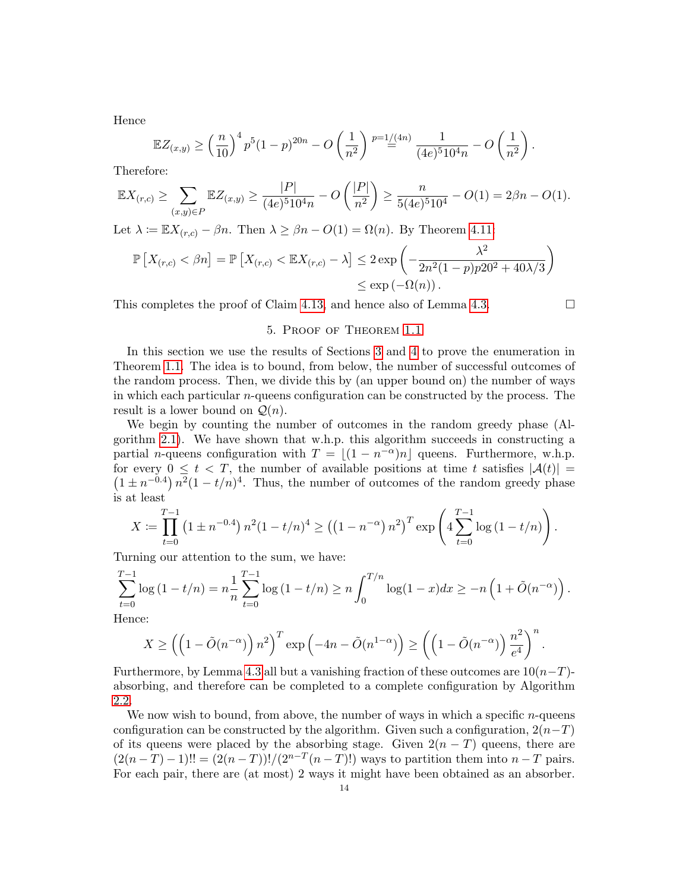Hence

$$\mathbb{E}Z_{(x,y)} \geq \left(\frac{n}{10}\right)^4 p^5(1-p)^{20n} - O\left(\frac{1}{n^2}\right) \overset{p=1/(4n)}{=} \frac{1}{(4e)^5 10^4 n} - O\left(\frac{1}{n^2}\right).$$

Therefore:

$$\mathbb{E}X_{(r,c)} \geq \sum_{(x,y)\in P} \mathbb{E}Z_{(x,y)} \geq \frac{|P|}{(4e)^5 10^4 n} - O\left(\frac{|P|}{n^2}\right) \geq \frac{n}{5(4e)^5 10^4} - O(1) = 2\beta n - O(1).$$

Let $\lambda := \mathbb{E}X_{(r,c)} - \beta n$. Then $\lambda \geq \beta n - O(1) = \Omega(n)$. By Theorem 4.11:

$$\begin{aligned}\mathbb{P}\left[X_{(r,c)} < \beta n\right] = \mathbb{P}\left[X_{(r,c)} < \mathbb{E}X_{(r,c)} - \lambda\right] &\leq 2\exp\left(-\frac{\lambda^2}{2n^2(1-p)p20^2 + 40\lambda/3}\right) \\ &\leq \exp\left(-\Omega(n)\right).\end{aligned}$$

This completes the proof of Claim 4.13, and hence also of Lemma 4.3. □

## 5. Proof of Theorem 1.1

In this section we use the results of Sections 3 and 4 to prove the enumeration in Theorem 1.1. The idea is to bound, from below, the number of successful outcomes of the random process. Then, we divide this by (an upper bound on) the number of ways in which each particular $n$-queens configuration can be constructed by the process. The result is a lower bound on $\mathcal{Q}(n)$.

We begin by counting the number of outcomes in the random greedy phase (Algorithm 2.1). We have shown that w.h.p. this algorithm succeeds in constructing a partial $n$-queens configuration with $T = \lfloor (1-n^{-\alpha})n \rfloor$ queens. Furthermore, w.h.p. for every $0 \leq t < T$, the number of available positions at time $t$ satisfies $|\mathcal{A}(t)| = \left(1 \pm n^{-0.4}\right) n^2(1-t/n)^4$. Thus, the number of outcomes of the random greedy phase is at least

$$X := \prod_{t=0}^{T-1} \left(1 \pm n^{-0.4}\right) n^2 (1-t/n)^4 \geq \left(\left(1-n^{-\alpha}\right) n^2\right)^T \exp\left(4\sum_{t=0}^{T-1} \log\left(1-t/n\right)\right).$$

Turning our attention to the sum, we have:

$$\sum_{t=0}^{T-1} \log\left(1-t/n\right) = n\frac{1}{n}\sum_{t=0}^{T-1} \log\left(1-t/n\right) \geq n\int_0^{T/n} \log(1-x)dx \geq -n\left(1+\tilde{O}(n^{-\alpha})\right).$$

Hence:

$$X \geq \left(\left(1-\tilde{O}(n^{-\alpha})\right) n^2\right)^T \exp\left(-4n - \tilde{O}(n^{1-\alpha})\right) \geq \left(\left(1-\tilde{O}(n^{-\alpha})\right)\frac{n^2}{e^4}\right)^n.$$

Furthermore, by Lemma 4.3 all but a vanishing fraction of these outcomes are $10(n-T)$-absorbing, and therefore can be completed to a complete configuration by Algorithm 2.2.

We now wish to bound, from above, the number of ways in which a specific $n$-queens configuration can be constructed by the algorithm. Given such a configuration, $2(n-T)$ of its queens were placed by the absorbing stage. Given $2(n-T)$ queens, there are $(2(n-T)-1)!! = (2(n-T))!/(2^{n-T}(n-T)!)$ ways to partition them into $n-T$ pairs. For each pair, there are (at most) 2 ways it might have been obtained as an absorber.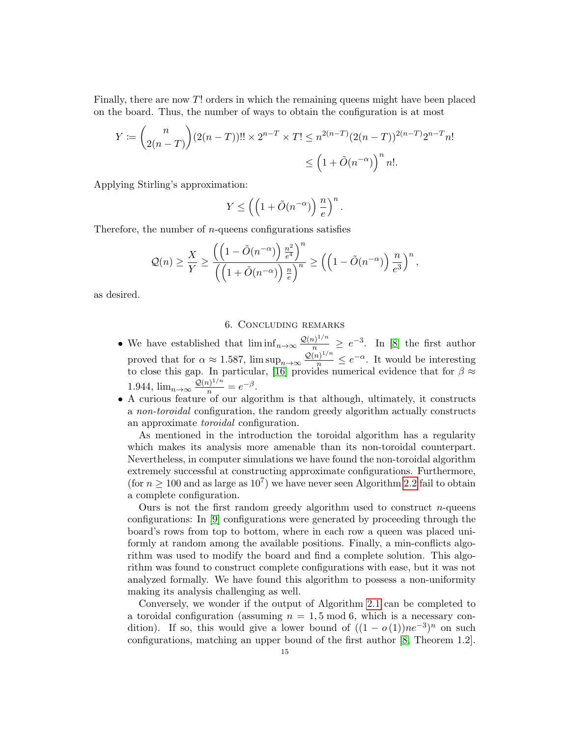Finally, there are now $T!$ orders in which the remaining queens might have been placed on the board. Thus, the number of ways to obtain the configuration is at most

$$Y := \binom{n}{2(n-T)}(2(n-T))!! \times 2^{n-T} \times T! \leq n^{2(n-T)}(2(n-T))^{2(n-T)}2^{n-T}n!$$
$$\leq \left(1+\tilde{O}(n^{-\alpha})\right)^n n!.$$

Applying Stirling's approximation:

$$Y \leq \left(\left(1+\tilde{O}(n^{-\alpha})\right)\frac{n}{e}\right)^n.$$

Therefore, the number of $n$-queens configurations satisfies

$$\mathcal{Q}(n) \geq \frac{X}{Y} \geq \frac{\left(\left(1-\tilde{O}(n^{-\alpha})\right)\frac{n^2}{e^4}\right)^n}{\left(\left(1+\tilde{O}(n^{-\alpha})\right)\frac{n}{e}\right)^n} \geq \left(\left(1-\tilde{O}(n^{-\alpha})\right)\frac{n}{e^3}\right)^n,$$

as desired.

## 6. Concluding remarks

- We have established that $\liminf_{n\to\infty} \frac{\mathcal{Q}(n)^{1/n}}{n} \geq e^{-3}$. In [8] the first author proved that for $\alpha \approx 1.587$, $\limsup_{n\to\infty} \frac{\mathcal{Q}(n)^{1/n}}{n} \leq e^{-\alpha}$. It would be interesting to close this gap. In particular, [16] provides numerical evidence that for $\beta \approx 1.944$, $\lim_{n\to\infty} \frac{\mathcal{Q}(n)^{1/n}}{n} = e^{-\beta}$.
- A curious feature of our algorithm is that although, ultimately, it constructs a *non-toroidal* configuration, the random greedy algorithm actually constructs an approximate *toroidal* configuration.

  As mentioned in the introduction the toroidal algorithm has a regularity which makes its analysis more amenable than its non-toroidal counterpart. Nevertheless, in computer simulations we have found the non-toroidal algorithm extremely successful at constructing approximate configurations. Furthermore, (for $n \geq 100$ and as large as $10^7$) we have never seen Algorithm 2.2 fail to obtain a complete configuration.

  Ours is not the first random greedy algorithm used to construct $n$-queens configurations: In [9] configurations were generated by proceeding through the board's rows from top to bottom, where in each row a queen was placed uniformly at random among the available positions. Finally, a min-conflicts algorithm was used to modify the board and find a complete solution. This algorithm was found to construct complete configurations with ease, but it was not analyzed formally. We have found this algorithm to possess a non-uniformity making its analysis challenging as well.

  Conversely, we wonder if the output of Algorithm 2.1 can be completed to a toroidal configuration (assuming $n = 1, 5 \bmod 6$, which is a necessary condition). If so, this would give a lower bound of $((1-o(1))ne^{-3})^n$ on such configurations, matching an upper bound of the first author [8, Theorem 1.2].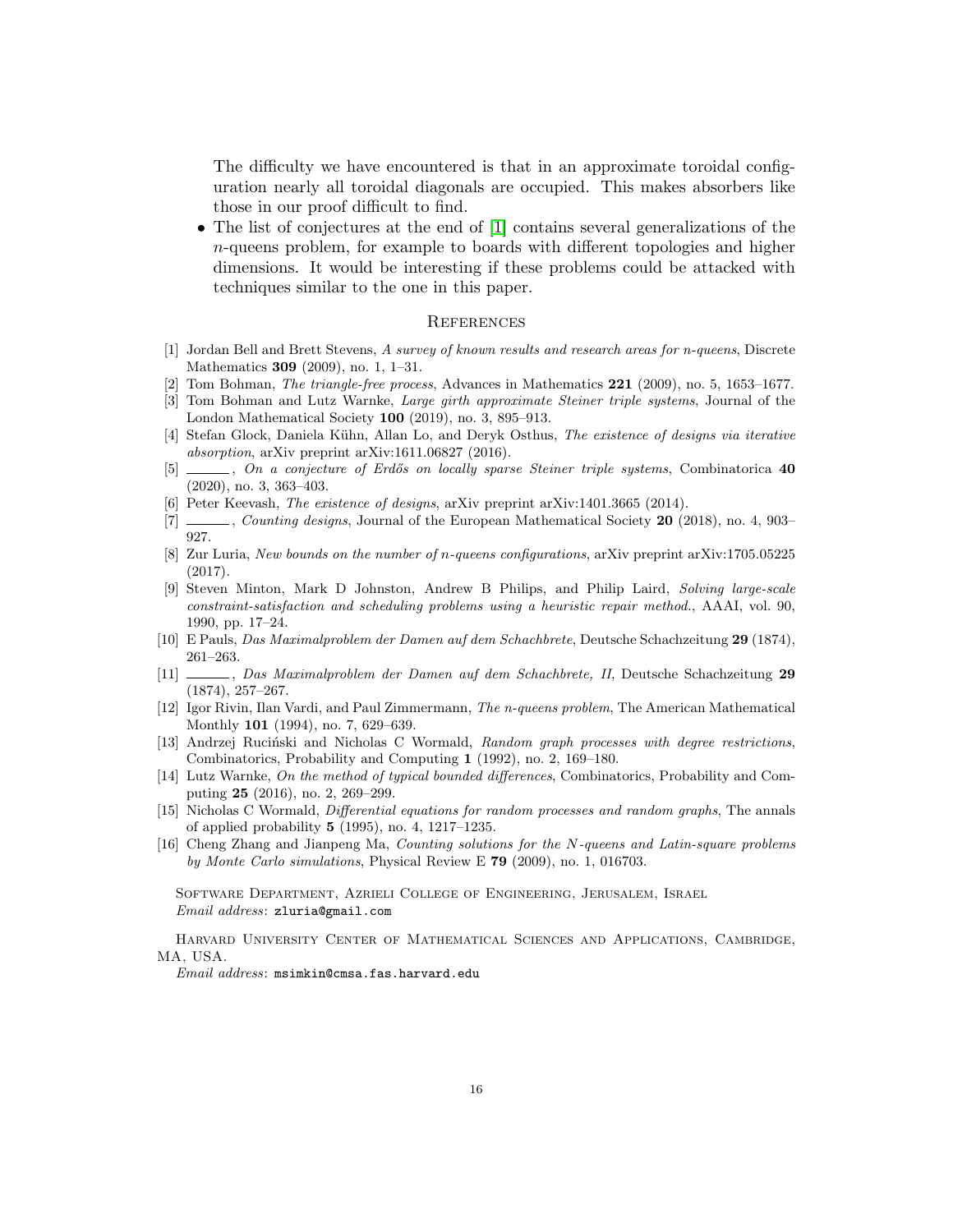The difficulty we have encountered is that in an approximate toroidal configuration nearly all toroidal diagonals are occupied. This makes absorbers like those in our proof difficult to find.

- The list of conjectures at the end of [1] contains several generalizations of the $n$-queens problem, for example to boards with different topologies and higher dimensions. It would be interesting if these problems could be attacked with techniques similar to the one in this paper.

## References

[1] Jordan Bell and Brett Stevens, *A survey of known results and research areas for n-queens*, Discrete Mathematics **309** (2009), no. 1, 1–31.

[2] Tom Bohman, *The triangle-free process*, Advances in Mathematics **221** (2009), no. 5, 1653–1677.

[3] Tom Bohman and Lutz Warnke, *Large girth approximate Steiner triple systems*, Journal of the London Mathematical Society **100** (2019), no. 3, 895–913.

[4] Stefan Glock, Daniela Kühn, Allan Lo, and Deryk Osthus, *The existence of designs via iterative absorption*, arXiv preprint arXiv:1611.06827 (2016).

[5] ______, *On a conjecture of Erdős on locally sparse Steiner triple systems*, Combinatorica **40** (2020), no. 3, 363–403.

[6] Peter Keevash, *The existence of designs*, arXiv preprint arXiv:1401.3665 (2014).

[7] ______, *Counting designs*, Journal of the European Mathematical Society **20** (2018), no. 4, 903–927.

[8] Zur Luria, *New bounds on the number of n-queens configurations*, arXiv preprint arXiv:1705.05225 (2017).

[9] Steven Minton, Mark D Johnston, Andrew B Philips, and Philip Laird, *Solving large-scale constraint-satisfaction and scheduling problems using a heuristic repair method.*, AAAI, vol. 90, 1990, pp. 17–24.

[10] E Pauls, *Das Maximalproblem der Damen auf dem Schachbrete*, Deutsche Schachzeitung **29** (1874), 261–263.

[11] ______, *Das Maximalproblem der Damen auf dem Schachbrete, II*, Deutsche Schachzeitung **29** (1874), 257–267.

[12] Igor Rivin, Ilan Vardi, and Paul Zimmermann, *The n-queens problem*, The American Mathematical Monthly **101** (1994), no. 7, 629–639.

[13] Andrzej Ruciński and Nicholas C Wormald, *Random graph processes with degree restrictions*, Combinatorics, Probability and Computing **1** (1992), no. 2, 169–180.

[14] Lutz Warnke, *On the method of typical bounded differences*, Combinatorics, Probability and Computing **25** (2016), no. 2, 269–299.

[15] Nicholas C Wormald, *Differential equations for random processes and random graphs*, The annals of applied probability **5** (1995), no. 4, 1217–1235.

[16] Cheng Zhang and Jianpeng Ma, *Counting solutions for the N-queens and Latin-square problems by Monte Carlo simulations*, Physical Review E **79** (2009), no. 1, 016703.

Software Department, Azrieli College of Engineering, Jerusalem, Israel
*Email address*: zluria@gmail.com

Harvard University Center of Mathematical Sciences and Applications, Cambridge, MA, USA.
*Email address*: msimkin@cmsa.fas.harvard.edu